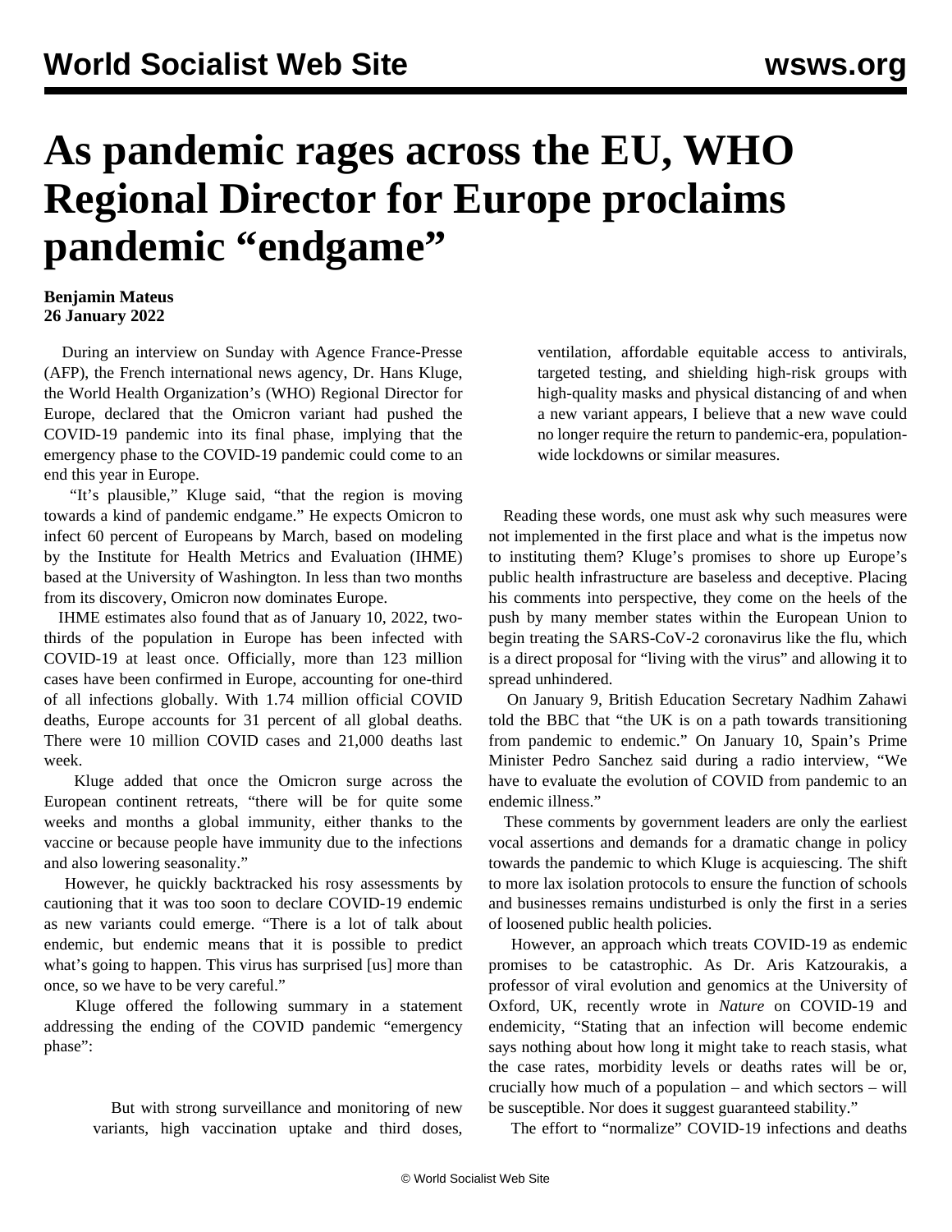# As pandemic rages across the EU, WHO Regional Director for Europe proclaims pandemic "endgame"

**Benjamin Mateus**
**26 January 2022**

During an interview on Sunday with Agence France-Presse (AFP), the French international news agency, Dr. Hans Kluge, the World Health Organization's (WHO) Regional Director for Europe, declared that the Omicron variant had pushed the COVID-19 pandemic into its final phase, implying that the emergency phase to the COVID-19 pandemic could come to an end this year in Europe.

"It's plausible," Kluge said, "that the region is moving towards a kind of pandemic endgame." He expects Omicron to infect 60 percent of Europeans by March, based on modeling by the Institute for Health Metrics and Evaluation (IHME) based at the University of Washington. In less than two months from its discovery, Omicron now dominates Europe.

IHME estimates also found that as of January 10, 2022, two-thirds of the population in Europe has been infected with COVID-19 at least once. Officially, more than 123 million cases have been confirmed in Europe, accounting for one-third of all infections globally. With 1.74 million official COVID deaths, Europe accounts for 31 percent of all global deaths. There were 10 million COVID cases and 21,000 deaths last week.

Kluge added that once the Omicron surge across the European continent retreats, "there will be for quite some weeks and months a global immunity, either thanks to the vaccine or because people have immunity due to the infections and also lowering seasonality."

However, he quickly backtracked his rosy assessments by cautioning that it was too soon to declare COVID-19 endemic as new variants could emerge. "There is a lot of talk about endemic, but endemic means that it is possible to predict what's going to happen. This virus has surprised [us] more than once, so we have to be very careful."

Kluge offered the following summary in a statement addressing the ending of the COVID pandemic "emergency phase":

> But with strong surveillance and monitoring of new variants, high vaccination uptake and third doses, ventilation, affordable equitable access to antivirals, targeted testing, and shielding high-risk groups with high-quality masks and physical distancing of and when a new variant appears, I believe that a new wave could no longer require the return to pandemic-era, population-wide lockdowns or similar measures.

Reading these words, one must ask why such measures were not implemented in the first place and what is the impetus now to instituting them? Kluge's promises to shore up Europe's public health infrastructure are baseless and deceptive. Placing his comments into perspective, they come on the heels of the push by many member states within the European Union to begin treating the SARS-CoV-2 coronavirus like the flu, which is a direct proposal for "living with the virus" and allowing it to spread unhindered.

On January 9, British Education Secretary Nadhim Zahawi told the BBC that "the UK is on a path towards transitioning from pandemic to endemic." On January 10, Spain's Prime Minister Pedro Sanchez said during a radio interview, "We have to evaluate the evolution of COVID from pandemic to an endemic illness."

These comments by government leaders are only the earliest vocal assertions and demands for a dramatic change in policy towards the pandemic to which Kluge is acquiescing. The shift to more lax isolation protocols to ensure the function of schools and businesses remains undisturbed is only the first in a series of loosened public health policies.

However, an approach which treats COVID-19 as endemic promises to be catastrophic. As Dr. Aris Katzourakis, a professor of viral evolution and genomics at the University of Oxford, UK, recently wrote in *Nature* on COVID-19 and endemicity, "Stating that an infection will become endemic says nothing about how long it might take to reach stasis, what the case rates, morbidity levels or deaths rates will be or, crucially how much of a population – and which sectors – will be susceptible. Nor does it suggest guaranteed stability."

The effort to "normalize" COVID-19 infections and deaths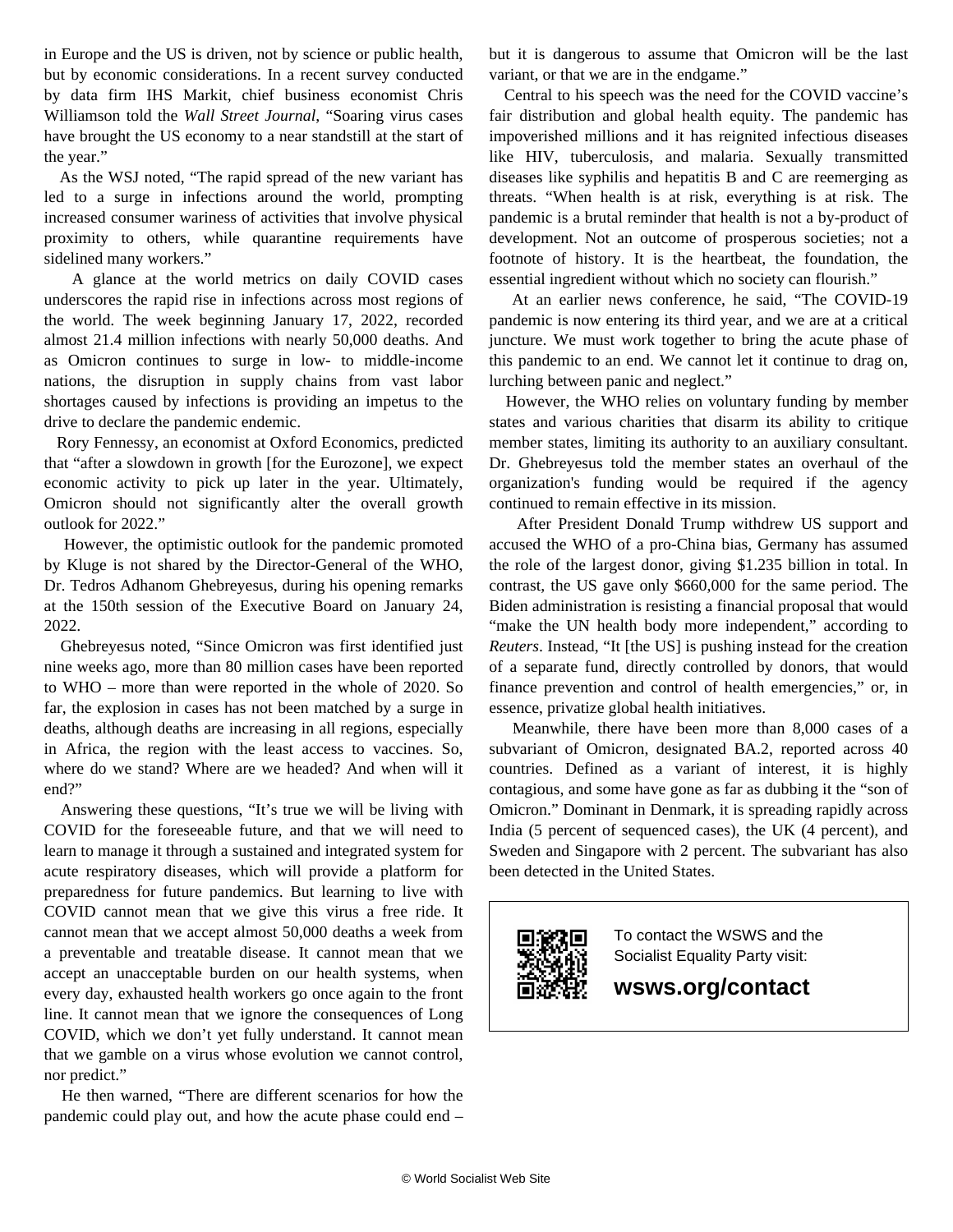in Europe and the US is driven, not by science or public health, but by economic considerations. In a recent survey conducted by data firm IHS Markit, chief business economist Chris Williamson told the *Wall Street Journal*, "Soaring virus cases have brought the US economy to a near standstill at the start of the year."

As the WSJ noted, "The rapid spread of the new variant has led to a surge in infections around the world, prompting increased consumer wariness of activities that involve physical proximity to others, while quarantine requirements have sidelined many workers."

A glance at the world metrics on daily COVID cases underscores the rapid rise in infections across most regions of the world. The week beginning January 17, 2022, recorded almost 21.4 million infections with nearly 50,000 deaths. And as Omicron continues to surge in low- to middle-income nations, the disruption in supply chains from vast labor shortages caused by infections is providing an impetus to the drive to declare the pandemic endemic.

Rory Fennessy, an economist at Oxford Economics, predicted that "after a slowdown in growth [for the Eurozone], we expect economic activity to pick up later in the year. Ultimately, Omicron should not significantly alter the overall growth outlook for 2022."

However, the optimistic outlook for the pandemic promoted by Kluge is not shared by the Director-General of the WHO, Dr. Tedros Adhanom Ghebreyesus, during his opening remarks at the 150th session of the Executive Board on January 24, 2022.

Ghebreyesus noted, "Since Omicron was first identified just nine weeks ago, more than 80 million cases have been reported to WHO – more than were reported in the whole of 2020. So far, the explosion in cases has not been matched by a surge in deaths, although deaths are increasing in all regions, especially in Africa, the region with the least access to vaccines. So, where do we stand? Where are we headed? And when will it end?"

Answering these questions, "It's true we will be living with COVID for the foreseeable future, and that we will need to learn to manage it through a sustained and integrated system for acute respiratory diseases, which will provide a platform for preparedness for future pandemics. But learning to live with COVID cannot mean that we give this virus a free ride. It cannot mean that we accept almost 50,000 deaths a week from a preventable and treatable disease. It cannot mean that we accept an unacceptable burden on our health systems, when every day, exhausted health workers go once again to the front line. It cannot mean that we ignore the consequences of Long COVID, which we don't yet fully understand. It cannot mean that we gamble on a virus whose evolution we cannot control, nor predict."

He then warned, "There are different scenarios for how the pandemic could play out, and how the acute phase could end – but it is dangerous to assume that Omicron will be the last variant, or that we are in the endgame."

Central to his speech was the need for the COVID vaccine's fair distribution and global health equity. The pandemic has impoverished millions and it has reignited infectious diseases like HIV, tuberculosis, and malaria. Sexually transmitted diseases like syphilis and hepatitis B and C are reemerging as threats. "When health is at risk, everything is at risk. The pandemic is a brutal reminder that health is not a by-product of development. Not an outcome of prosperous societies; not a footnote of history. It is the heartbeat, the foundation, the essential ingredient without which no society can flourish."

At an earlier news conference, he said, "The COVID-19 pandemic is now entering its third year, and we are at a critical juncture. We must work together to bring the acute phase of this pandemic to an end. We cannot let it continue to drag on, lurching between panic and neglect."

However, the WHO relies on voluntary funding by member states and various charities that disarm its ability to critique member states, limiting its authority to an auxiliary consultant. Dr. Ghebreyesus told the member states an overhaul of the organization's funding would be required if the agency continued to remain effective in its mission.

After President Donald Trump withdrew US support and accused the WHO of a pro-China bias, Germany has assumed the role of the largest donor, giving $1.235 billion in total. In contrast, the US gave only $660,000 for the same period. The Biden administration is resisting a financial proposal that would "make the UN health body more independent," according to *Reuters*. Instead, "It [the US] is pushing instead for the creation of a separate fund, directly controlled by donors, that would finance prevention and control of health emergencies," or, in essence, privatize global health initiatives.

Meanwhile, there have been more than 8,000 cases of a subvariant of Omicron, designated BA.2, reported across 40 countries. Defined as a variant of interest, it is highly contagious, and some have gone as far as dubbing it the "son of Omicron." Dominant in Denmark, it is spreading rapidly across India (5 percent of sequenced cases), the UK (4 percent), and Sweden and Singapore with 2 percent. The subvariant has also been detected in the United States.

To contact the WSWS and the Socialist Equality Party visit:

**wsws.org/contact**